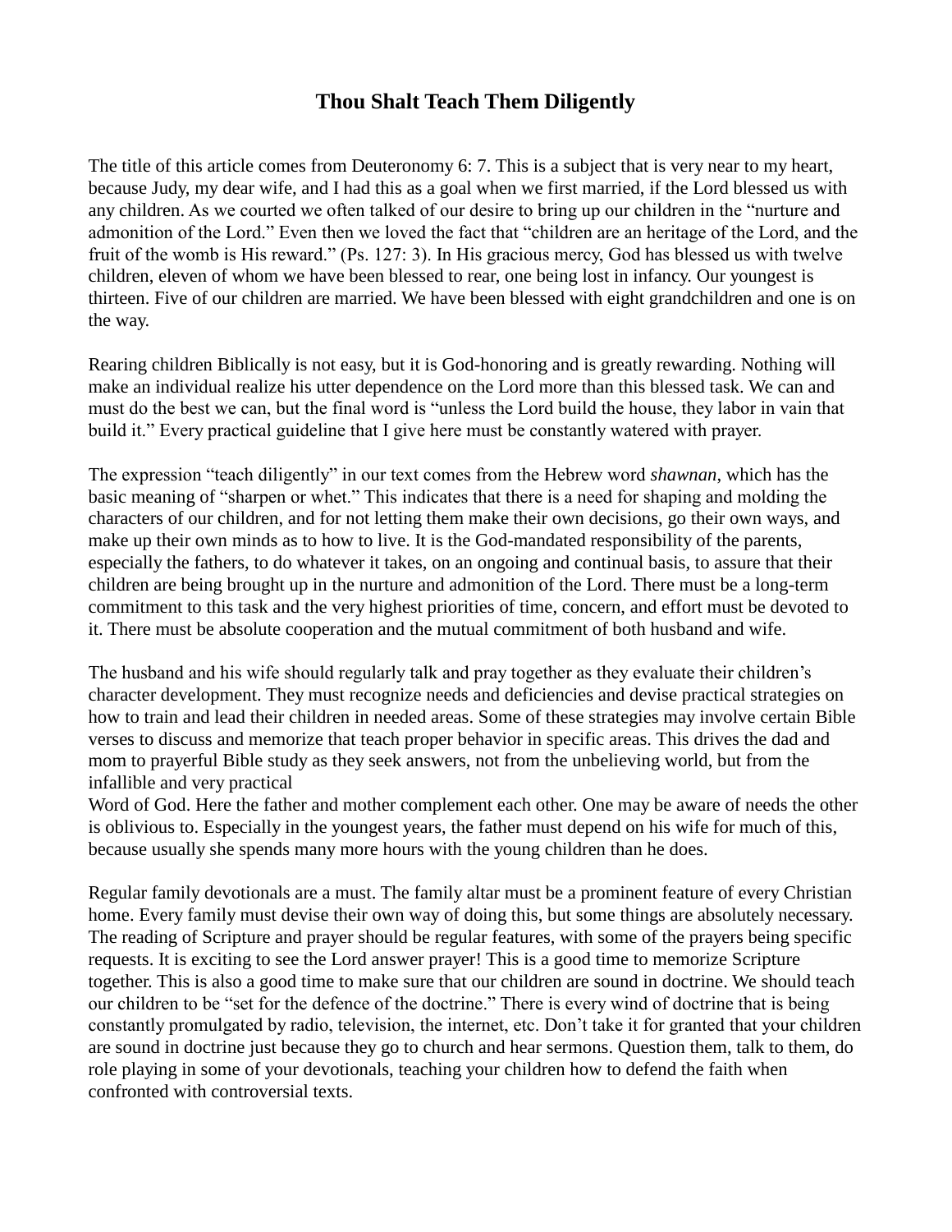# Thou Shalt Teach Them Diligently

The title of this article comes from Deuteronomy 6: 7. This is a subject that is very near to my heart, because Judy, my dear wife, and I had this as a goal when we first married, if the Lord blessed us with any children. As we courted we often talked of our desire to bring up our children in the "nurture and admonition of the Lord." Even then we loved the fact that "children are an heritage of the Lord, and the fruit of the womb is His reward." (Ps. 127: 3). In His gracious mercy, God has blessed us with twelve children, eleven of whom we have been blessed to rear, one being lost in infancy. Our youngest is thirteen. Five of our children are married. We have been blessed with eight grandchildren and one is on the way.

Rearing children Biblically is not easy, but it is God-honoring and is greatly rewarding. Nothing will make an individual realize his utter dependence on the Lord more than this blessed task. We can and must do the best we can, but the final word is "unless the Lord build the house, they labor in vain that build it." Every practical guideline that I give here must be constantly watered with prayer.

The expression "teach diligently" in our text comes from the Hebrew word *shawnan*, which has the basic meaning of "sharpen or whet." This indicates that there is a need for shaping and molding the characters of our children, and for not letting them make their own decisions, go their own ways, and make up their own minds as to how to live. It is the God-mandated responsibility of the parents, especially the fathers, to do whatever it takes, on an ongoing and continual basis, to assure that their children are being brought up in the nurture and admonition of the Lord. There must be a long-term commitment to this task and the very highest priorities of time, concern, and effort must be devoted to it. There must be absolute cooperation and the mutual commitment of both husband and wife.

The husband and his wife should regularly talk and pray together as they evaluate their children's character development. They must recognize needs and deficiencies and devise practical strategies on how to train and lead their children in needed areas. Some of these strategies may involve certain Bible verses to discuss and memorize that teach proper behavior in specific areas. This drives the dad and mom to prayerful Bible study as they seek answers, not from the unbelieving world, but from the infallible and very practical Word of God. Here the father and mother complement each other. One may be aware of needs the other is oblivious to. Especially in the youngest years, the father must depend on his wife for much of this, because usually she spends many more hours with the young children than he does.

Regular family devotionals are a must. The family altar must be a prominent feature of every Christian home. Every family must devise their own way of doing this, but some things are absolutely necessary. The reading of Scripture and prayer should be regular features, with some of the prayers being specific requests. It is exciting to see the Lord answer prayer! This is a good time to memorize Scripture together. This is also a good time to make sure that our children are sound in doctrine. We should teach our children to be "set for the defence of the doctrine." There is every wind of doctrine that is being constantly promulgated by radio, television, the internet, etc. Don't take it for granted that your children are sound in doctrine just because they go to church and hear sermons. Question them, talk to them, do role playing in some of your devotionals, teaching your children how to defend the faith when confronted with controversial texts.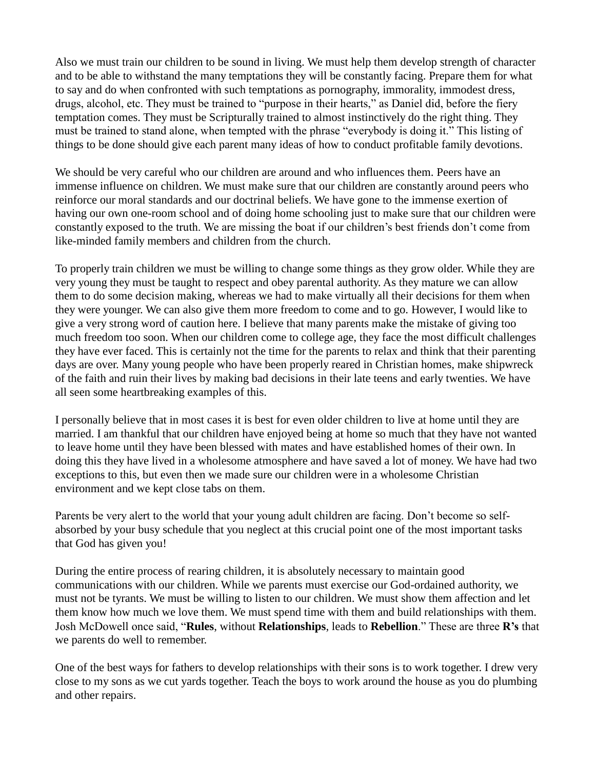Also we must train our children to be sound in living. We must help them develop strength of character and to be able to withstand the many temptations they will be constantly facing. Prepare them for what to say and do when confronted with such temptations as pornography, immorality, immodest dress, drugs, alcohol, etc. They must be trained to "purpose in their hearts," as Daniel did, before the fiery temptation comes. They must be Scripturally trained to almost instinctively do the right thing. They must be trained to stand alone, when tempted with the phrase "everybody is doing it." This listing of things to be done should give each parent many ideas of how to conduct profitable family devotions.

We should be very careful who our children are around and who influences them. Peers have an immense influence on children. We must make sure that our children are constantly around peers who reinforce our moral standards and our doctrinal beliefs. We have gone to the immense exertion of having our own one-room school and of doing home schooling just to make sure that our children were constantly exposed to the truth. We are missing the boat if our children's best friends don't come from like-minded family members and children from the church.

To properly train children we must be willing to change some things as they grow older. While they are very young they must be taught to respect and obey parental authority. As they mature we can allow them to do some decision making, whereas we had to make virtually all their decisions for them when they were younger. We can also give them more freedom to come and to go. However, I would like to give a very strong word of caution here. I believe that many parents make the mistake of giving too much freedom too soon. When our children come to college age, they face the most difficult challenges they have ever faced. This is certainly not the time for the parents to relax and think that their parenting days are over. Many young people who have been properly reared in Christian homes, make shipwreck of the faith and ruin their lives by making bad decisions in their late teens and early twenties. We have all seen some heartbreaking examples of this.

I personally believe that in most cases it is best for even older children to live at home until they are married. I am thankful that our children have enjoyed being at home so much that they have not wanted to leave home until they have been blessed with mates and have established homes of their own. In doing this they have lived in a wholesome atmosphere and have saved a lot of money. We have had two exceptions to this, but even then we made sure our children were in a wholesome Christian environment and we kept close tabs on them.

Parents be very alert to the world that your young adult children are facing. Don't become so self-absorbed by your busy schedule that you neglect at this crucial point one of the most important tasks that God has given you!

During the entire process of rearing children, it is absolutely necessary to maintain good communications with our children. While we parents must exercise our God-ordained authority, we must not be tyrants. We must be willing to listen to our children. We must show them affection and let them know how much we love them. We must spend time with them and build relationships with them. Josh McDowell once said, "**Rules**, without **Relationships**, leads to **Rebellion**." These are three **R's** that we parents do well to remember.

One of the best ways for fathers to develop relationships with their sons is to work together. I drew very close to my sons as we cut yards together. Teach the boys to work around the house as you do plumbing and other repairs.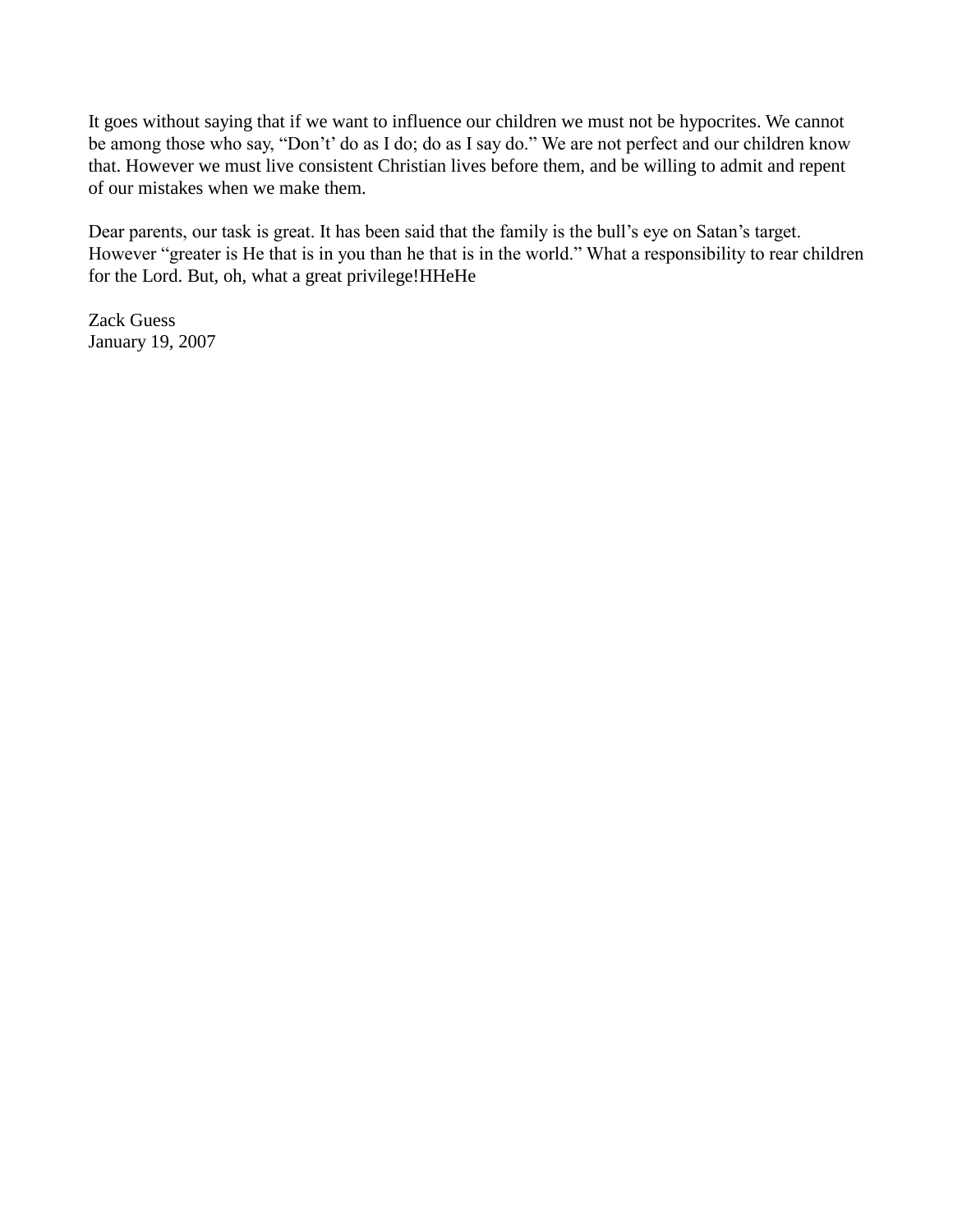It goes without saying that if we want to influence our children we must not be hypocrites. We cannot be among those who say, "Don't' do as I do; do as I say do." We are not perfect and our children know that. However we must live consistent Christian lives before them, and be willing to admit and repent of our mistakes when we make them.

Dear parents, our task is great. It has been said that the family is the bull's eye on Satan's target. However "greater is He that is in you than he that is in the world." What a responsibility to rear children for the Lord. But, oh, what a great privilege!HHeHe

Zack Guess  
January 19, 2007